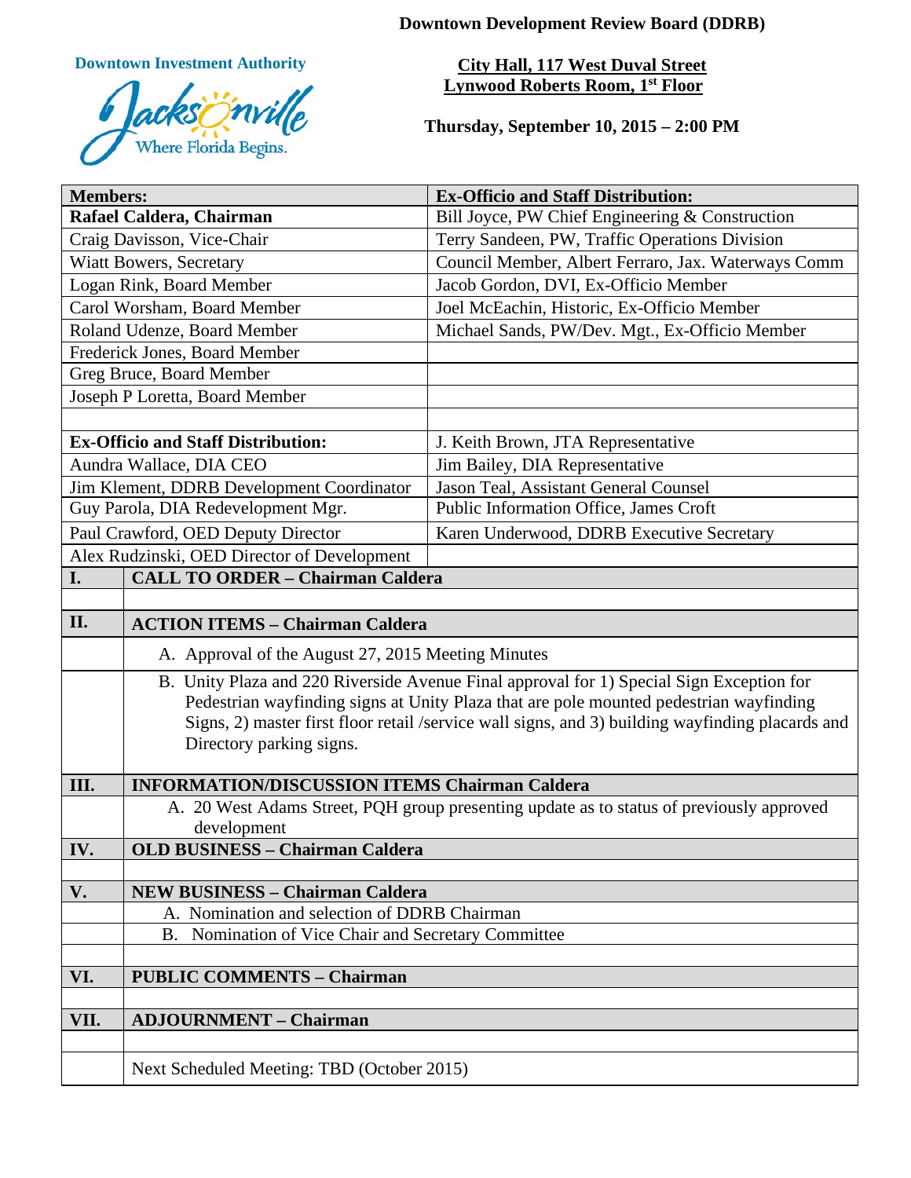**Downtown Development Review Board (DDRB)**

**Downtown Investment Authority**

Jacksonville — Where Florida Begins.

**City Hall, 117 West Duval Street**
**Lynwood Roberts Room, 1st Floor**

**Thursday, September 10, 2015 – 2:00 PM**

| **Members:** | **Ex-Officio and Staff Distribution:** |
|---|---|
| **Rafael Caldera, Chairman** | Bill Joyce, PW Chief Engineering & Construction |
| Craig Davisson, Vice-Chair | Terry Sandeen, PW, Traffic Operations Division |
| Wiatt Bowers, Secretary | Council Member, Albert Ferraro, Jax. Waterways Comm |
| Logan Rink, Board Member | Jacob Gordon, DVI, Ex-Officio Member |
| Carol Worsham, Board Member | Joel McEachin, Historic, Ex-Officio Member |
| Roland Udenze, Board Member | Michael Sands, PW/Dev. Mgt., Ex-Officio Member |
| Frederick Jones, Board Member | |
| Greg Bruce, Board Member | |
| Joseph P Loretta, Board Member | |
| | |
| **Ex-Officio and Staff Distribution:** | J. Keith Brown, JTA Representative |
| Aundra Wallace, DIA CEO | Jim Bailey, DIA Representative |
| Jim Klement, DDRB Development Coordinator | Jason Teal, Assistant General Counsel |
| Guy Parola, DIA Redevelopment Mgr. | Public Information Office, James Croft |
| Paul Crawford, OED Deputy Director | Karen Underwood, DDRB Executive Secretary |
| Alex Rudzinski, OED Director of Development | |

| | |
|---|---|
| **I.** | **CALL TO ORDER – Chairman Caldera** |
| | |
| **II.** | **ACTION ITEMS – Chairman Caldera** |
| | A. Approval of the August 27, 2015 Meeting Minutes |
| | B. Unity Plaza and 220 Riverside Avenue Final approval for 1) Special Sign Exception for Pedestrian wayfinding signs at Unity Plaza that are pole mounted pedestrian wayfinding Signs, 2) master first floor retail /service wall signs, and 3) building wayfinding placards and Directory parking signs. |
| **III.** | **INFORMATION/DISCUSSION ITEMS Chairman Caldera** |
| | A. 20 West Adams Street, PQH group presenting update as to status of previously approved development |
| **IV.** | **OLD BUSINESS – Chairman Caldera** |
| | |
| **V.** | **NEW BUSINESS – Chairman Caldera** |
| | A. Nomination and selection of DDRB Chairman |
| | B. Nomination of Vice Chair and Secretary Committee |
| | |
| **VI.** | **PUBLIC COMMENTS – Chairman** |
| | |
| **VII.** | **ADJOURNMENT – Chairman** |
| | |
| | Next Scheduled Meeting: TBD (October 2015) |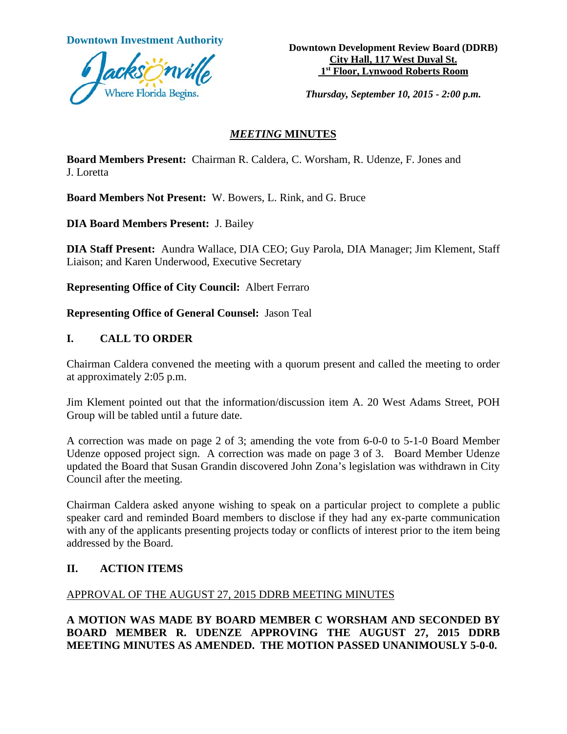Downtown Investment Authority

Jacksonville
Where Florida Begins.

**Downtown Development Review Board (DDRB)**
**City Hall, 117 West Duval St.**
**1st Floor, Lynwood Roberts Room**

***Thursday, September 10, 2015 - 2:00 p.m.***

## *MEETING* MINUTES

**Board Members Present:** Chairman R. Caldera, C. Worsham, R. Udenze, F. Jones and J. Loretta

**Board Members Not Present:** W. Bowers, L. Rink, and G. Bruce

**DIA Board Members Present:** J. Bailey

**DIA Staff Present:** Aundra Wallace, DIA CEO; Guy Parola, DIA Manager; Jim Klement, Staff Liaison; and Karen Underwood, Executive Secretary

**Representing Office of City Council:** Albert Ferraro

**Representing Office of General Counsel:** Jason Teal

## I. CALL TO ORDER

Chairman Caldera convened the meeting with a quorum present and called the meeting to order at approximately 2:05 p.m.

Jim Klement pointed out that the information/discussion item A. 20 West Adams Street, POH Group will be tabled until a future date.

A correction was made on page 2 of 3; amending the vote from 6-0-0 to 5-1-0 Board Member Udenze opposed project sign. A correction was made on page 3 of 3. Board Member Udenze updated the Board that Susan Grandin discovered John Zona's legislation was withdrawn in City Council after the meeting.

Chairman Caldera asked anyone wishing to speak on a particular project to complete a public speaker card and reminded Board members to disclose if they had any ex-parte communication with any of the applicants presenting projects today or conflicts of interest prior to the item being addressed by the Board.

## II. ACTION ITEMS

APPROVAL OF THE AUGUST 27, 2015 DDRB MEETING MINUTES

**A MOTION WAS MADE BY BOARD MEMBER C WORSHAM AND SECONDED BY BOARD MEMBER R. UDENZE APPROVING THE AUGUST 27, 2015 DDRB MEETING MINUTES AS AMENDED. THE MOTION PASSED UNANIMOUSLY 5-0-0.**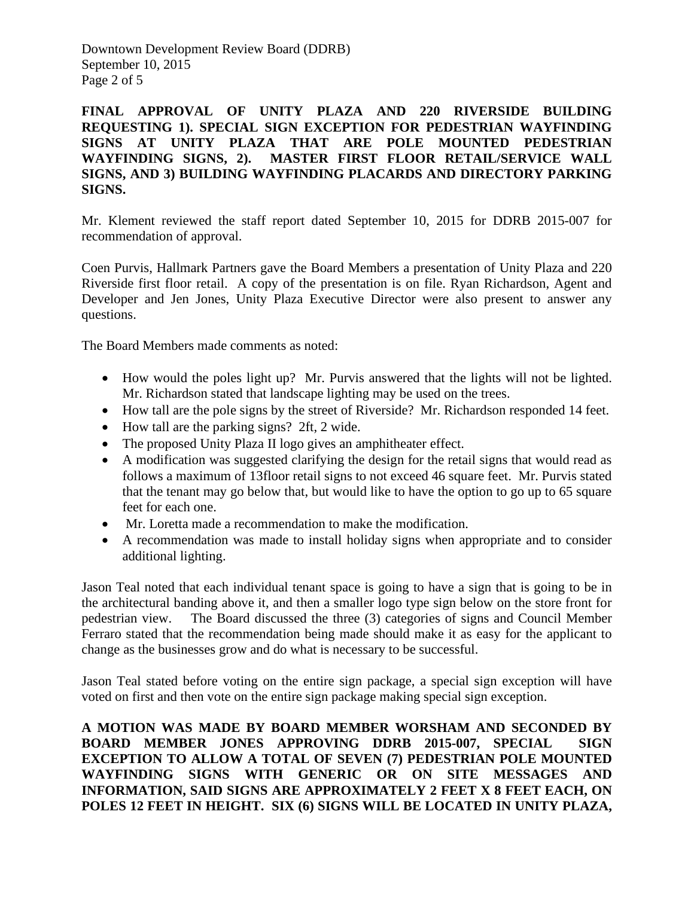**FINAL APPROVAL OF UNITY PLAZA AND 220 RIVERSIDE BUILDING REQUESTING 1). SPECIAL SIGN EXCEPTION FOR PEDESTRIAN WAYFINDING SIGNS AT UNITY PLAZA THAT ARE POLE MOUNTED PEDESTRIAN WAYFINDING SIGNS, 2). MASTER FIRST FLOOR RETAIL/SERVICE WALL SIGNS, AND 3) BUILDING WAYFINDING PLACARDS AND DIRECTORY PARKING SIGNS.**

Mr. Klement reviewed the staff report dated September 10, 2015 for DDRB 2015-007 for recommendation of approval.

Coen Purvis, Hallmark Partners gave the Board Members a presentation of Unity Plaza and 220 Riverside first floor retail. A copy of the presentation is on file. Ryan Richardson, Agent and Developer and Jen Jones, Unity Plaza Executive Director were also present to answer any questions.

The Board Members made comments as noted:

- How would the poles light up? Mr. Purvis answered that the lights will not be lighted. Mr. Richardson stated that landscape lighting may be used on the trees.
- How tall are the pole signs by the street of Riverside? Mr. Richardson responded 14 feet.
- How tall are the parking signs? 2ft, 2 wide.
- The proposed Unity Plaza II logo gives an amphitheater effect.
- A modification was suggested clarifying the design for the retail signs that would read as follows a maximum of 13floor retail signs to not exceed 46 square feet. Mr. Purvis stated that the tenant may go below that, but would like to have the option to go up to 65 square feet for each one.
- Mr. Loretta made a recommendation to make the modification.
- A recommendation was made to install holiday signs when appropriate and to consider additional lighting.

Jason Teal noted that each individual tenant space is going to have a sign that is going to be in the architectural banding above it, and then a smaller logo type sign below on the store front for pedestrian view. The Board discussed the three (3) categories of signs and Council Member Ferraro stated that the recommendation being made should make it as easy for the applicant to change as the businesses grow and do what is necessary to be successful.

Jason Teal stated before voting on the entire sign package, a special sign exception will have voted on first and then vote on the entire sign package making special sign exception.

**A MOTION WAS MADE BY BOARD MEMBER WORSHAM AND SECONDED BY BOARD MEMBER JONES APPROVING DDRB 2015-007, SPECIAL SIGN EXCEPTION TO ALLOW A TOTAL OF SEVEN (7) PEDESTRIAN POLE MOUNTED WAYFINDING SIGNS WITH GENERIC OR ON SITE MESSAGES AND INFORMATION, SAID SIGNS ARE APPROXIMATELY 2 FEET X 8 FEET EACH, ON POLES 12 FEET IN HEIGHT. SIX (6) SIGNS WILL BE LOCATED IN UNITY PLAZA,**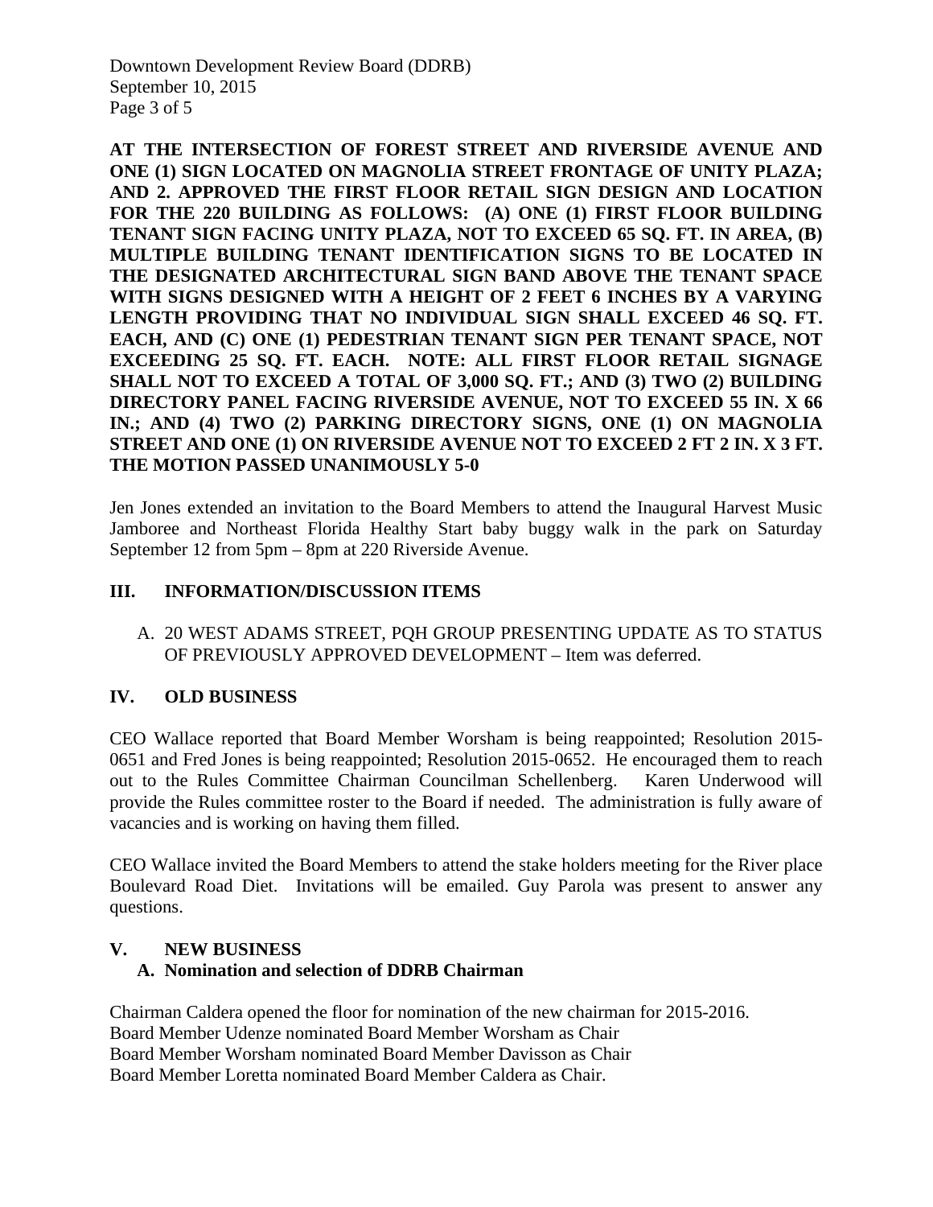**AT THE INTERSECTION OF FOREST STREET AND RIVERSIDE AVENUE AND ONE (1) SIGN LOCATED ON MAGNOLIA STREET FRONTAGE OF UNITY PLAZA; AND 2. APPROVED THE FIRST FLOOR RETAIL SIGN DESIGN AND LOCATION FOR THE 220 BUILDING AS FOLLOWS: (A) ONE (1) FIRST FLOOR BUILDING TENANT SIGN FACING UNITY PLAZA, NOT TO EXCEED 65 SQ. FT. IN AREA, (B) MULTIPLE BUILDING TENANT IDENTIFICATION SIGNS TO BE LOCATED IN THE DESIGNATED ARCHITECTURAL SIGN BAND ABOVE THE TENANT SPACE WITH SIGNS DESIGNED WITH A HEIGHT OF 2 FEET 6 INCHES BY A VARYING LENGTH PROVIDING THAT NO INDIVIDUAL SIGN SHALL EXCEED 46 SQ. FT. EACH, AND (C) ONE (1) PEDESTRIAN TENANT SIGN PER TENANT SPACE, NOT EXCEEDING 25 SQ. FT. EACH. NOTE: ALL FIRST FLOOR RETAIL SIGNAGE SHALL NOT TO EXCEED A TOTAL OF 3,000 SQ. FT.; AND (3) TWO (2) BUILDING DIRECTORY PANEL FACING RIVERSIDE AVENUE, NOT TO EXCEED 55 IN. X 66 IN.; AND (4) TWO (2) PARKING DIRECTORY SIGNS, ONE (1) ON MAGNOLIA STREET AND ONE (1) ON RIVERSIDE AVENUE NOT TO EXCEED 2 FT 2 IN. X 3 FT. THE MOTION PASSED UNANIMOUSLY 5-0**

Jen Jones extended an invitation to the Board Members to attend the Inaugural Harvest Music Jamboree and Northeast Florida Healthy Start baby buggy walk in the park on Saturday September 12 from 5pm – 8pm at 220 Riverside Avenue.

## III. INFORMATION/DISCUSSION ITEMS

A. 20 WEST ADAMS STREET, PQH GROUP PRESENTING UPDATE AS TO STATUS OF PREVIOUSLY APPROVED DEVELOPMENT – Item was deferred.

## IV. OLD BUSINESS

CEO Wallace reported that Board Member Worsham is being reappointed; Resolution 2015-0651 and Fred Jones is being reappointed; Resolution 2015-0652. He encouraged them to reach out to the Rules Committee Chairman Councilman Schellenberg. Karen Underwood will provide the Rules committee roster to the Board if needed. The administration is fully aware of vacancies and is working on having them filled.

CEO Wallace invited the Board Members to attend the stake holders meeting for the River place Boulevard Road Diet. Invitations will be emailed. Guy Parola was present to answer any questions.

## V. NEW BUSINESS

### A. Nomination and selection of DDRB Chairman

Chairman Caldera opened the floor for nomination of the new chairman for 2015-2016.
Board Member Udenze nominated Board Member Worsham as Chair
Board Member Worsham nominated Board Member Davisson as Chair
Board Member Loretta nominated Board Member Caldera as Chair.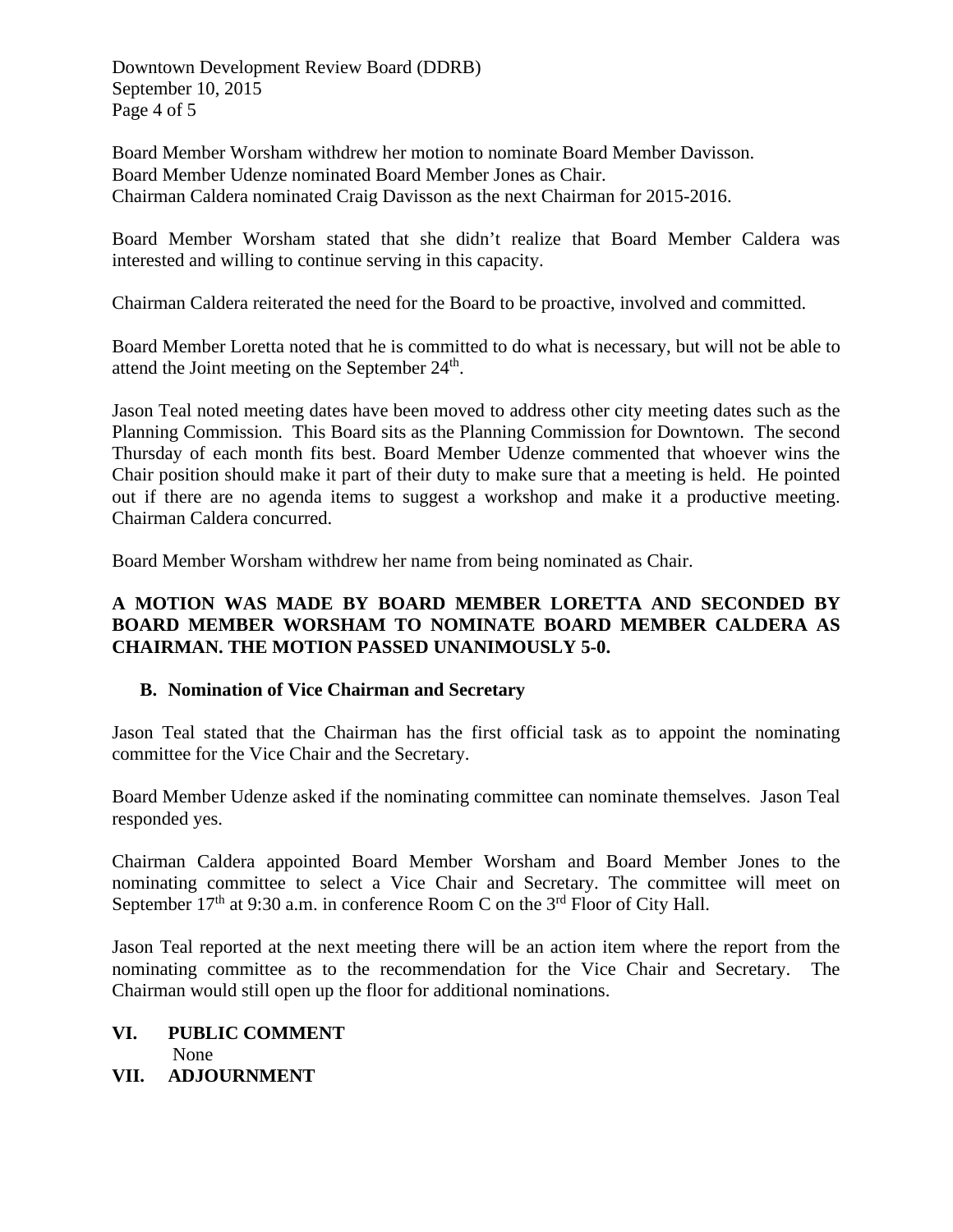Board Member Worsham withdrew her motion to nominate Board Member Davisson.
Board Member Udenze nominated Board Member Jones as Chair.
Chairman Caldera nominated Craig Davisson as the next Chairman for 2015-2016.

Board Member Worsham stated that she didn't realize that Board Member Caldera was interested and willing to continue serving in this capacity.

Chairman Caldera reiterated the need for the Board to be proactive, involved and committed.

Board Member Loretta noted that he is committed to do what is necessary, but will not be able to attend the Joint meeting on the September 24th.

Jason Teal noted meeting dates have been moved to address other city meeting dates such as the Planning Commission. This Board sits as the Planning Commission for Downtown. The second Thursday of each month fits best. Board Member Udenze commented that whoever wins the Chair position should make it part of their duty to make sure that a meeting is held. He pointed out if there are no agenda items to suggest a workshop and make it a productive meeting. Chairman Caldera concurred.

Board Member Worsham withdrew her name from being nominated as Chair.

**A MOTION WAS MADE BY BOARD MEMBER LORETTA AND SECONDED BY BOARD MEMBER WORSHAM TO NOMINATE BOARD MEMBER CALDERA AS CHAIRMAN. THE MOTION PASSED UNANIMOUSLY 5-0.**

**B. Nomination of Vice Chairman and Secretary**

Jason Teal stated that the Chairman has the first official task as to appoint the nominating committee for the Vice Chair and the Secretary.

Board Member Udenze asked if the nominating committee can nominate themselves. Jason Teal responded yes.

Chairman Caldera appointed Board Member Worsham and Board Member Jones to the nominating committee to select a Vice Chair and Secretary. The committee will meet on September 17th at 9:30 a.m. in conference Room C on the 3rd Floor of City Hall.

Jason Teal reported at the next meeting there will be an action item where the report from the nominating committee as to the recommendation for the Vice Chair and Secretary. The Chairman would still open up the floor for additional nominations.

## VI. PUBLIC COMMENT

None

## VII. ADJOURNMENT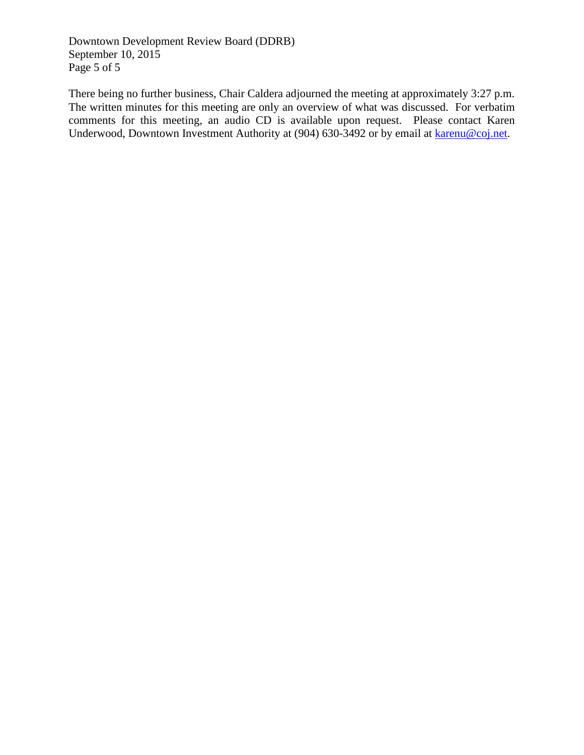There being no further business, Chair Caldera adjourned the meeting at approximately 3:27 p.m. The written minutes for this meeting are only an overview of what was discussed. For verbatim comments for this meeting, an audio CD is available upon request. Please contact Karen Underwood, Downtown Investment Authority at (904) 630-3492 or by email at karenu@coj.net.